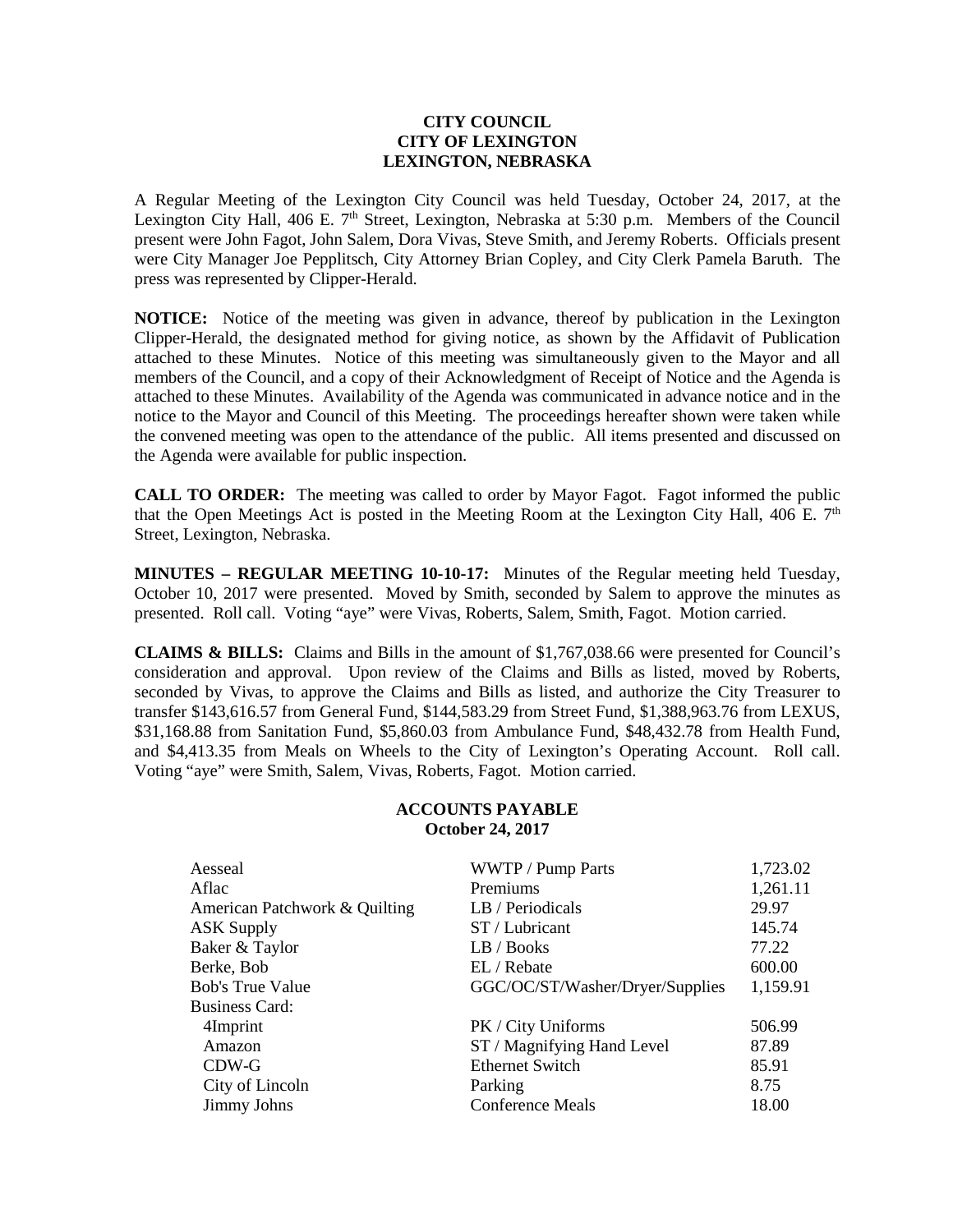# CITY COUNCIL
# CITY OF LEXINGTON
# LEXINGTON, NEBRASKA

A Regular Meeting of the Lexington City Council was held Tuesday, October 24, 2017, at the Lexington City Hall, 406 E. 7th Street, Lexington, Nebraska at 5:30 p.m. Members of the Council present were John Fagot, John Salem, Dora Vivas, Steve Smith, and Jeremy Roberts. Officials present were City Manager Joe Pepplitsch, City Attorney Brian Copley, and City Clerk Pamela Baruth. The press was represented by Clipper-Herald.

**NOTICE:** Notice of the meeting was given in advance, thereof by publication in the Lexington Clipper-Herald, the designated method for giving notice, as shown by the Affidavit of Publication attached to these Minutes. Notice of this meeting was simultaneously given to the Mayor and all members of the Council, and a copy of their Acknowledgment of Receipt of Notice and the Agenda is attached to these Minutes. Availability of the Agenda was communicated in advance notice and in the notice to the Mayor and Council of this Meeting. The proceedings hereafter shown were taken while the convened meeting was open to the attendance of the public. All items presented and discussed on the Agenda were available for public inspection.

**CALL TO ORDER:** The meeting was called to order by Mayor Fagot. Fagot informed the public that the Open Meetings Act is posted in the Meeting Room at the Lexington City Hall, 406 E. 7th Street, Lexington, Nebraska.

**MINUTES – REGULAR MEETING 10-10-17:** Minutes of the Regular meeting held Tuesday, October 10, 2017 were presented. Moved by Smith, seconded by Salem to approve the minutes as presented. Roll call. Voting "aye" were Vivas, Roberts, Salem, Smith, Fagot. Motion carried.

**CLAIMS & BILLS:** Claims and Bills in the amount of $1,767,038.66 were presented for Council's consideration and approval. Upon review of the Claims and Bills as listed, moved by Roberts, seconded by Vivas, to approve the Claims and Bills as listed, and authorize the City Treasurer to transfer $143,616.57 from General Fund, $144,583.29 from Street Fund, $1,388,963.76 from LEXUS, $31,168.88 from Sanitation Fund, $5,860.03 from Ambulance Fund, $48,432.78 from Health Fund, and $4,413.35 from Meals on Wheels to the City of Lexington's Operating Account. Roll call. Voting "aye" were Smith, Salem, Vivas, Roberts, Fagot. Motion carried.

## ACCOUNTS PAYABLE
## October 24, 2017

| | | |
|---|---|---|
| Aesseal | WWTP / Pump Parts | 1,723.02 |
| Aflac | Premiums | 1,261.11 |
| American Patchwork & Quilting | LB / Periodicals | 29.97 |
| ASK Supply | ST / Lubricant | 145.74 |
| Baker & Taylor | LB / Books | 77.22 |
| Berke, Bob | EL / Rebate | 600.00 |
| Bob's True Value | GGC/OC/ST/Washer/Dryer/Supplies | 1,159.91 |
| Business Card: | | |
| 4Imprint | PK / City Uniforms | 506.99 |
| Amazon | ST / Magnifying Hand Level | 87.89 |
| CDW-G | Ethernet Switch | 85.91 |
| City of Lincoln | Parking | 8.75 |
| Jimmy Johns | Conference Meals | 18.00 |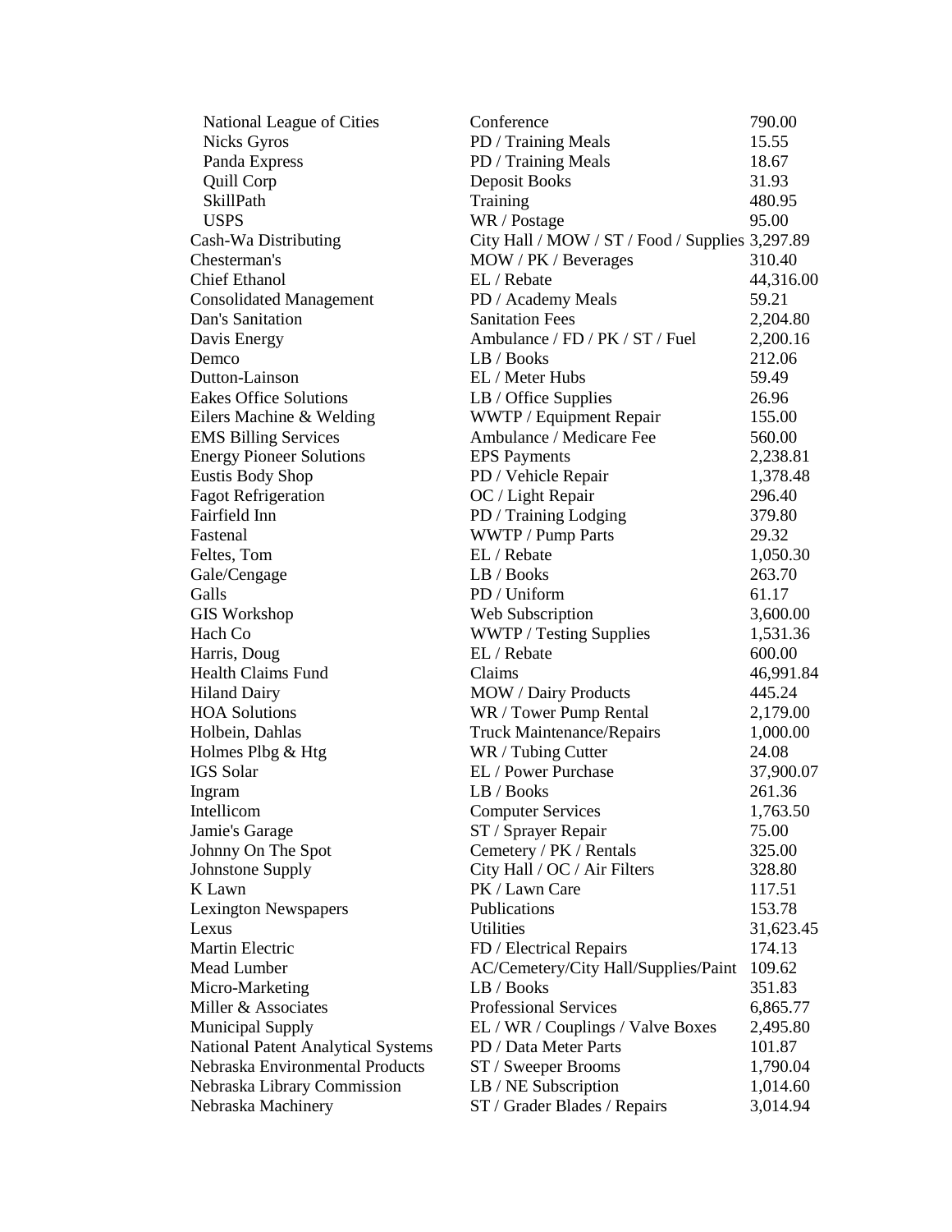| | | |
|---|---|---|
| National League of Cities | Conference | 790.00 |
| Nicks Gyros | PD / Training Meals | 15.55 |
| Panda Express | PD / Training Meals | 18.67 |
| Quill Corp | Deposit Books | 31.93 |
| SkillPath | Training | 480.95 |
| USPS | WR / Postage | 95.00 |
| Cash-Wa Distributing | City Hall / MOW / ST / Food / Supplies | 3,297.89 |
| Chesterman's | MOW / PK / Beverages | 310.40 |
| Chief Ethanol | EL / Rebate | 44,316.00 |
| Consolidated Management | PD / Academy Meals | 59.21 |
| Dan's Sanitation | Sanitation Fees | 2,204.80 |
| Davis Energy | Ambulance / FD / PK / ST / Fuel | 2,200.16 |
| Demco | LB / Books | 212.06 |
| Dutton-Lainson | EL / Meter Hubs | 59.49 |
| Eakes Office Solutions | LB / Office Supplies | 26.96 |
| Eilers Machine & Welding | WWTP / Equipment Repair | 155.00 |
| EMS Billing Services | Ambulance / Medicare Fee | 560.00 |
| Energy Pioneer Solutions | EPS Payments | 2,238.81 |
| Eustis Body Shop | PD / Vehicle Repair | 1,378.48 |
| Fagot Refrigeration | OC / Light Repair | 296.40 |
| Fairfield Inn | PD / Training Lodging | 379.80 |
| Fastenal | WWTP / Pump Parts | 29.32 |
| Feltes, Tom | EL / Rebate | 1,050.30 |
| Gale/Cengage | LB / Books | 263.70 |
| Galls | PD / Uniform | 61.17 |
| GIS Workshop | Web Subscription | 3,600.00 |
| Hach Co | WWTP / Testing Supplies | 1,531.36 |
| Harris, Doug | EL / Rebate | 600.00 |
| Health Claims Fund | Claims | 46,991.84 |
| Hiland Dairy | MOW / Dairy Products | 445.24 |
| HOA Solutions | WR / Tower Pump Rental | 2,179.00 |
| Holbein, Dahlas | Truck Maintenance/Repairs | 1,000.00 |
| Holmes Plbg & Htg | WR / Tubing Cutter | 24.08 |
| IGS Solar | EL / Power Purchase | 37,900.07 |
| Ingram | LB / Books | 261.36 |
| Intellicom | Computer Services | 1,763.50 |
| Jamie's Garage | ST / Sprayer Repair | 75.00 |
| Johnny On The Spot | Cemetery / PK / Rentals | 325.00 |
| Johnstone Supply | City Hall / OC / Air Filters | 328.80 |
| K Lawn | PK / Lawn Care | 117.51 |
| Lexington Newspapers | Publications | 153.78 |
| Lexus | Utilities | 31,623.45 |
| Martin Electric | FD / Electrical Repairs | 174.13 |
| Mead Lumber | AC/Cemetery/City Hall/Supplies/Paint | 109.62 |
| Micro-Marketing | LB / Books | 351.83 |
| Miller & Associates | Professional Services | 6,865.77 |
| Municipal Supply | EL / WR / Couplings / Valve Boxes | 2,495.80 |
| National Patent Analytical Systems | PD / Data Meter Parts | 101.87 |
| Nebraska Environmental Products | ST / Sweeper Brooms | 1,790.04 |
| Nebraska Library Commission | LB / NE Subscription | 1,014.60 |
| Nebraska Machinery | ST / Grader Blades / Repairs | 3,014.94 |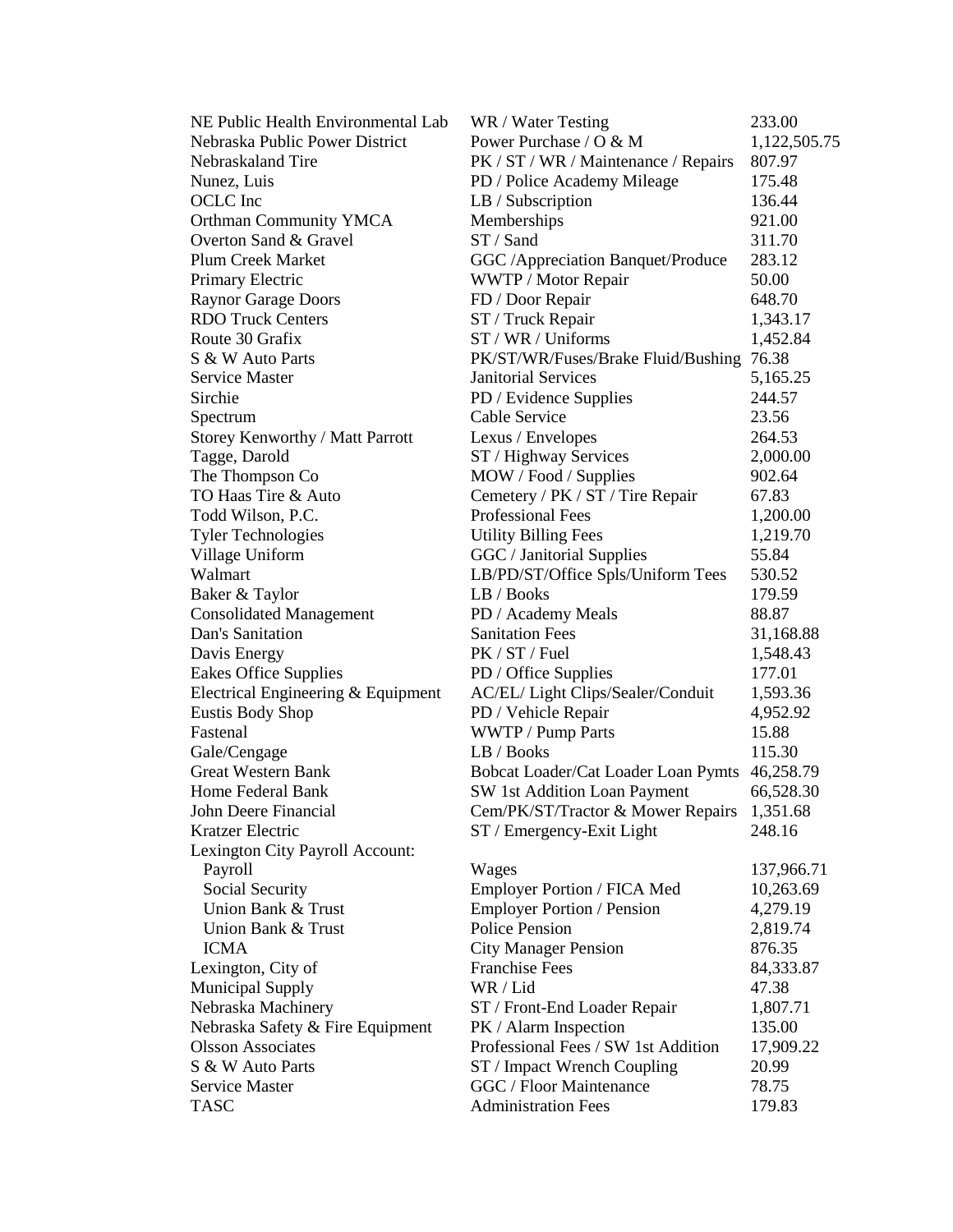| | | |
|---|---|---|
| NE Public Health Environmental Lab | WR / Water Testing | 233.00 |
| Nebraska Public Power District | Power Purchase / O & M | 1,122,505.75 |
| Nebraskaland Tire | PK / ST / WR / Maintenance / Repairs | 807.97 |
| Nunez, Luis | PD / Police Academy Mileage | 175.48 |
| OCLC Inc | LB / Subscription | 136.44 |
| Orthman Community YMCA | Memberships | 921.00 |
| Overton Sand & Gravel | ST / Sand | 311.70 |
| Plum Creek Market | GGC /Appreciation Banquet/Produce | 283.12 |
| Primary Electric | WWTP / Motor Repair | 50.00 |
| Raynor Garage Doors | FD / Door Repair | 648.70 |
| RDO Truck Centers | ST / Truck Repair | 1,343.17 |
| Route 30 Grafix | ST / WR / Uniforms | 1,452.84 |
| S & W Auto Parts | PK/ST/WR/Fuses/Brake Fluid/Bushing | 76.38 |
| Service Master | Janitorial Services | 5,165.25 |
| Sirchie | PD / Evidence Supplies | 244.57 |
| Spectrum | Cable Service | 23.56 |
| Storey Kenworthy / Matt Parrott | Lexus / Envelopes | 264.53 |
| Tagge, Darold | ST / Highway Services | 2,000.00 |
| The Thompson Co | MOW / Food / Supplies | 902.64 |
| TO Haas Tire & Auto | Cemetery / PK / ST / Tire Repair | 67.83 |
| Todd Wilson, P.C. | Professional Fees | 1,200.00 |
| Tyler Technologies | Utility Billing Fees | 1,219.70 |
| Village Uniform | GGC / Janitorial Supplies | 55.84 |
| Walmart | LB/PD/ST/Office Spls/Uniform Tees | 530.52 |
| Baker & Taylor | LB / Books | 179.59 |
| Consolidated Management | PD / Academy Meals | 88.87 |
| Dan's Sanitation | Sanitation Fees | 31,168.88 |
| Davis Energy | PK / ST / Fuel | 1,548.43 |
| Eakes Office Supplies | PD / Office Supplies | 177.01 |
| Electrical Engineering & Equipment | AC/EL/ Light Clips/Sealer/Conduit | 1,593.36 |
| Eustis Body Shop | PD / Vehicle Repair | 4,952.92 |
| Fastenal | WWTP / Pump Parts | 15.88 |
| Gale/Cengage | LB / Books | 115.30 |
| Great Western Bank | Bobcat Loader/Cat Loader Loan Pymts | 46,258.79 |
| Home Federal Bank | SW 1st Addition Loan Payment | 66,528.30 |
| John Deere Financial | Cem/PK/ST/Tractor & Mower Repairs | 1,351.68 |
| Kratzer Electric | ST / Emergency-Exit Light | 248.16 |
| Lexington City Payroll Account: | | |
| Payroll | Wages | 137,966.71 |
| Social Security | Employer Portion / FICA Med | 10,263.69 |
| Union Bank & Trust | Employer Portion / Pension | 4,279.19 |
| Union Bank & Trust | Police Pension | 2,819.74 |
| ICMA | City Manager Pension | 876.35 |
| Lexington, City of | Franchise Fees | 84,333.87 |
| Municipal Supply | WR / Lid | 47.38 |
| Nebraska Machinery | ST / Front-End Loader Repair | 1,807.71 |
| Nebraska Safety & Fire Equipment | PK / Alarm Inspection | 135.00 |
| Olsson Associates | Professional Fees / SW 1st Addition | 17,909.22 |
| S & W Auto Parts | ST / Impact Wrench Coupling | 20.99 |
| Service Master | GGC / Floor Maintenance | 78.75 |
| TASC | Administration Fees | 179.83 |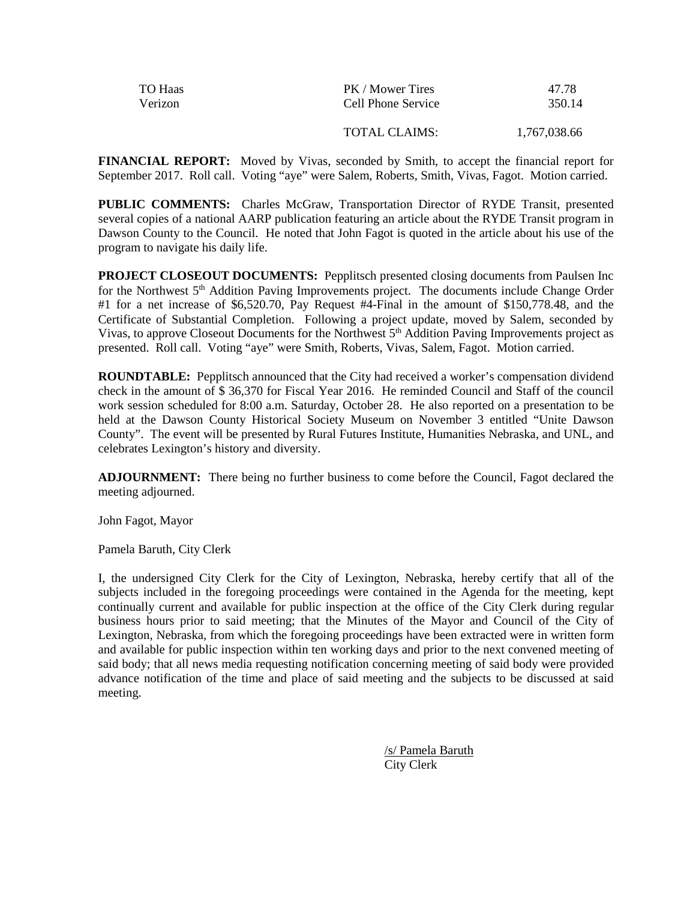| | | |
|---|---|---|
| TO Haas | PK / Mower Tires | 47.78 |
| Verizon | Cell Phone Service | 350.14 |
| | TOTAL CLAIMS: | 1,767,038.66 |

**FINANCIAL REPORT:** Moved by Vivas, seconded by Smith, to accept the financial report for September 2017. Roll call. Voting "aye" were Salem, Roberts, Smith, Vivas, Fagot. Motion carried.

**PUBLIC COMMENTS:** Charles McGraw, Transportation Director of RYDE Transit, presented several copies of a national AARP publication featuring an article about the RYDE Transit program in Dawson County to the Council. He noted that John Fagot is quoted in the article about his use of the program to navigate his daily life.

**PROJECT CLOSEOUT DOCUMENTS:** Pepplitsch presented closing documents from Paulsen Inc for the Northwest 5th Addition Paving Improvements project. The documents include Change Order #1 for a net increase of $6,520.70, Pay Request #4-Final in the amount of $150,778.48, and the Certificate of Substantial Completion. Following a project update, moved by Salem, seconded by Vivas, to approve Closeout Documents for the Northwest 5th Addition Paving Improvements project as presented. Roll call. Voting "aye" were Smith, Roberts, Vivas, Salem, Fagot. Motion carried.

**ROUNDTABLE:** Pepplitsch announced that the City had received a worker's compensation dividend check in the amount of $ 36,370 for Fiscal Year 2016. He reminded Council and Staff of the council work session scheduled for 8:00 a.m. Saturday, October 28. He also reported on a presentation to be held at the Dawson County Historical Society Museum on November 3 entitled "Unite Dawson County". The event will be presented by Rural Futures Institute, Humanities Nebraska, and UNL, and celebrates Lexington's history and diversity.

**ADJOURNMENT:** There being no further business to come before the Council, Fagot declared the meeting adjourned.

John Fagot, Mayor

Pamela Baruth, City Clerk

I, the undersigned City Clerk for the City of Lexington, Nebraska, hereby certify that all of the subjects included in the foregoing proceedings were contained in the Agenda for the meeting, kept continually current and available for public inspection at the office of the City Clerk during regular business hours prior to said meeting; that the Minutes of the Mayor and Council of the City of Lexington, Nebraska, from which the foregoing proceedings have been extracted were in written form and available for public inspection within ten working days and prior to the next convened meeting of said body; that all news media requesting notification concerning meeting of said body were provided advance notification of the time and place of said meeting and the subjects to be discussed at said meeting.

/s/ Pamela Baruth
City Clerk